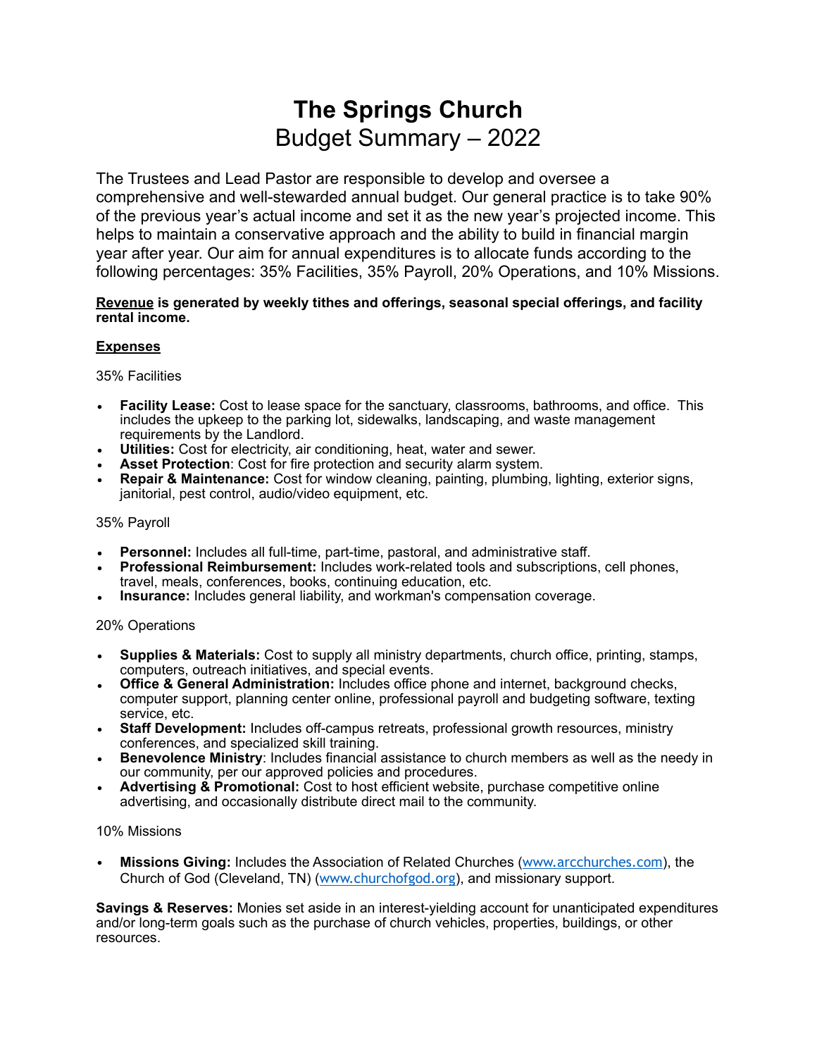# The Springs Church
## Budget Summary – 2022

The Trustees and Lead Pastor are responsible to develop and oversee a comprehensive and well-stewarded annual budget. Our general practice is to take 90% of the previous year's actual income and set it as the new year's projected income. This helps to maintain a conservative approach and the ability to build in financial margin year after year. Our aim for annual expenditures is to allocate funds according to the following percentages: 35% Facilities, 35% Payroll, 20% Operations, and 10% Missions.

**Revenue is generated by weekly tithes and offerings, seasonal special offerings, and facility rental income.**

**Expenses**

35% Facilities

- **Facility Lease:** Cost to lease space for the sanctuary, classrooms, bathrooms, and office. This includes the upkeep to the parking lot, sidewalks, landscaping, and waste management requirements by the Landlord.
- **Utilities:** Cost for electricity, air conditioning, heat, water and sewer.
- **Asset Protection**: Cost for fire protection and security alarm system.
- **Repair & Maintenance:** Cost for window cleaning, painting, plumbing, lighting, exterior signs, janitorial, pest control, audio/video equipment, etc.

35% Payroll

- **Personnel:** Includes all full-time, part-time, pastoral, and administrative staff.
- **Professional Reimbursement:** Includes work-related tools and subscriptions, cell phones, travel, meals, conferences, books, continuing education, etc.
- **Insurance:** Includes general liability, and workman's compensation coverage.

20% Operations

- **Supplies & Materials:** Cost to supply all ministry departments, church office, printing, stamps, computers, outreach initiatives, and special events.
- **Office & General Administration:** Includes office phone and internet, background checks, computer support, planning center online, professional payroll and budgeting software, texting service, etc.
- **Staff Development:** Includes off-campus retreats, professional growth resources, ministry conferences, and specialized skill training.
- **Benevolence Ministry**: Includes financial assistance to church members as well as the needy in our community, per our approved policies and procedures.
- **Advertising & Promotional:** Cost to host efficient website, purchase competitive online advertising, and occasionally distribute direct mail to the community.

10% Missions

- **Missions Giving:** Includes the Association of Related Churches (www.arcchurches.com), the Church of God (Cleveland, TN) (www.churchofgod.org), and missionary support.

**Savings & Reserves:** Monies set aside in an interest-yielding account for unanticipated expenditures and/or long-term goals such as the purchase of church vehicles, properties, buildings, or other resources.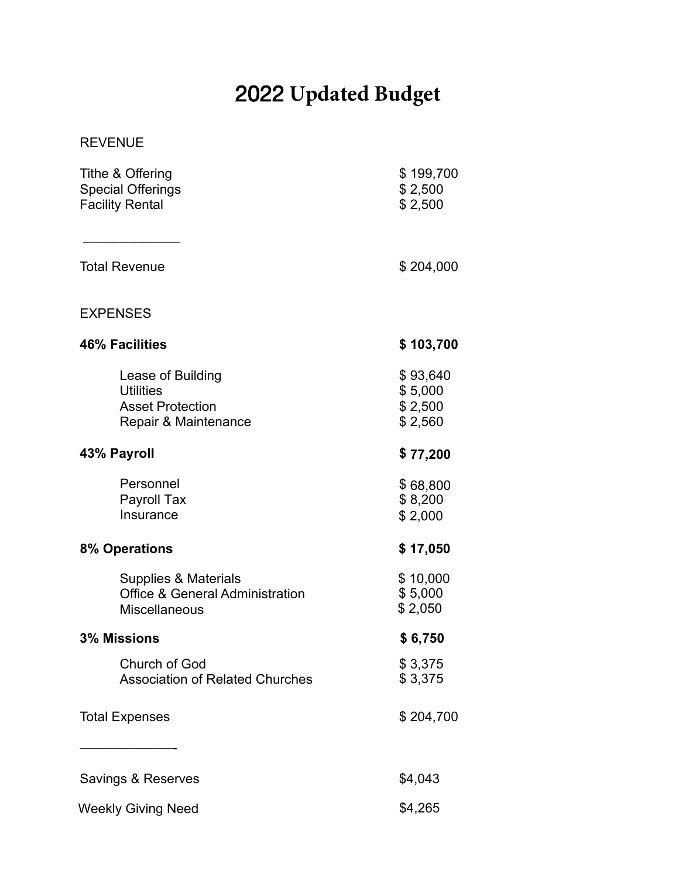# 2022 Updated Budget

| | |
|---|---|
| REVENUE | |
| Tithe & Offering | $ 199,700 |
| Special Offerings | $ 2,500 |
| Facility Rental | $ 2,500 |
| Total Revenue | $ 204,000 |
| EXPENSES | |
| **46% Facilities** | **$ 103,700** |
| Lease of Building | $ 93,640 |
| Utilities | $ 5,000 |
| Asset Protection | $ 2,500 |
| Repair & Maintenance | $ 2,560 |
| **43% Payroll** | **$ 77,200** |
| Personnel | $ 68,800 |
| Payroll Tax | $ 8,200 |
| Insurance | $ 2,000 |
| **8% Operations** | **$ 17,050** |
| Supplies & Materials | $ 10,000 |
| Office & General Administration | $ 5,000 |
| Miscellaneous | $ 2,050 |
| **3% Missions** | **$ 6,750** |
| Church of God | $ 3,375 |
| Association of Related Churches | $ 3,375 |
| Total Expenses | $ 204,700 |
| Savings & Reserves | $4,043 |
| Weekly Giving Need | $4,265 |